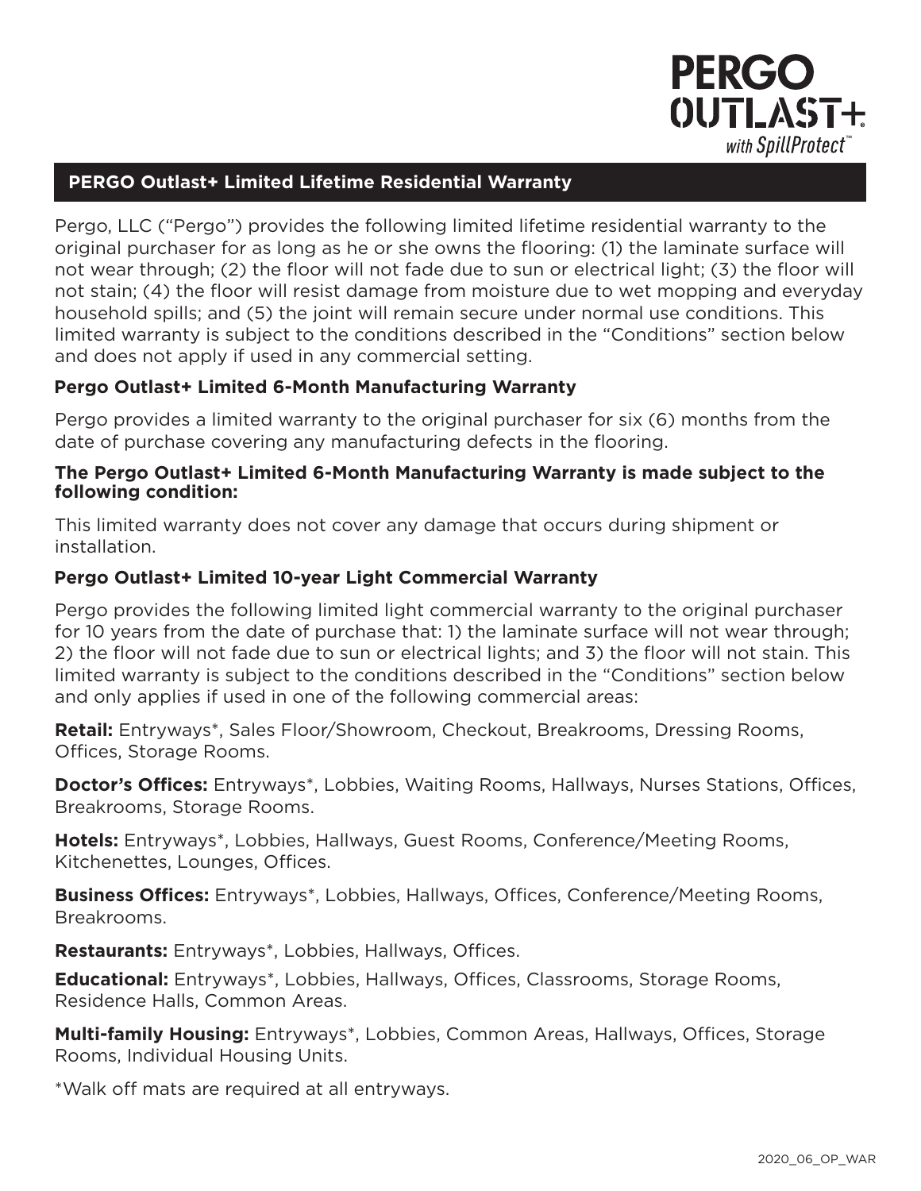PERGO OUTLAST+ with SpillProtect™

## PERGO Outlast+ Limited Lifetime Residential Warranty

Pergo, LLC ("Pergo") provides the following limited lifetime residential warranty to the original purchaser for as long as he or she owns the flooring: (1) the laminate surface will not wear through; (2) the floor will not fade due to sun or electrical light; (3) the floor will not stain; (4) the floor will resist damage from moisture due to wet mopping and everyday household spills; and (5) the joint will remain secure under normal use conditions. This limited warranty is subject to the conditions described in the "Conditions" section below and does not apply if used in any commercial setting.

### Pergo Outlast+ Limited 6-Month Manufacturing Warranty

Pergo provides a limited warranty to the original purchaser for six (6) months from the date of purchase covering any manufacturing defects in the flooring.

**The Pergo Outlast+ Limited 6-Month Manufacturing Warranty is made subject to the following condition:**

This limited warranty does not cover any damage that occurs during shipment or installation.

### Pergo Outlast+ Limited 10-year Light Commercial Warranty

Pergo provides the following limited light commercial warranty to the original purchaser for 10 years from the date of purchase that: 1) the laminate surface will not wear through; 2) the floor will not fade due to sun or electrical lights; and 3) the floor will not stain. This limited warranty is subject to the conditions described in the "Conditions" section below and only applies if used in one of the following commercial areas:

**Retail:** Entryways*, Sales Floor/Showroom, Checkout, Breakrooms, Dressing Rooms, Offices, Storage Rooms.

**Doctor's Offices:** Entryways*, Lobbies, Waiting Rooms, Hallways, Nurses Stations, Offices, Breakrooms, Storage Rooms.

**Hotels:** Entryways*, Lobbies, Hallways, Guest Rooms, Conference/Meeting Rooms, Kitchenettes, Lounges, Offices.

**Business Offices:** Entryways*, Lobbies, Hallways, Offices, Conference/Meeting Rooms, Breakrooms.

**Restaurants:** Entryways*, Lobbies, Hallways, Offices.

**Educational:** Entryways*, Lobbies, Hallways, Offices, Classrooms, Storage Rooms, Residence Halls, Common Areas.

**Multi-family Housing:** Entryways*, Lobbies, Common Areas, Hallways, Offices, Storage Rooms, Individual Housing Units.

*Walk off mats are required at all entryways.

2020_06_OP_WAR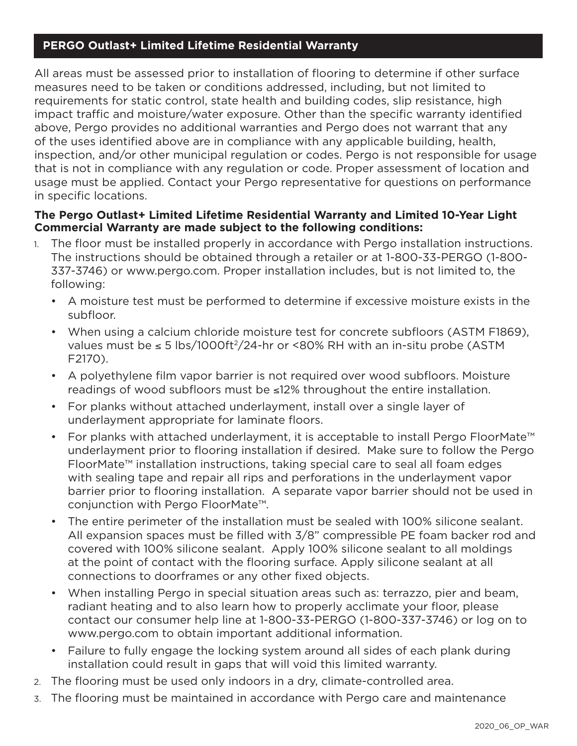## PERGO Outlast+ Limited Lifetime Residential Warranty

All areas must be assessed prior to installation of flooring to determine if other surface measures need to be taken or conditions addressed, including, but not limited to requirements for static control, state health and building codes, slip resistance, high impact traffic and moisture/water exposure. Other than the specific warranty identified above, Pergo provides no additional warranties and Pergo does not warrant that any of the uses identified above are in compliance with any applicable building, health, inspection, and/or other municipal regulation or codes. Pergo is not responsible for usage that is not in compliance with any regulation or code. Proper assessment of location and usage must be applied. Contact your Pergo representative for questions on performance in specific locations.

**The Pergo Outlast+ Limited Lifetime Residential Warranty and Limited 10-Year Light Commercial Warranty are made subject to the following conditions:**

1. The floor must be installed properly in accordance with Pergo installation instructions. The instructions should be obtained through a retailer or at 1-800-33-PERGO (1-800-337-3746) or www.pergo.com. Proper installation includes, but is not limited to, the following:
   - A moisture test must be performed to determine if excessive moisture exists in the subfloor.
   - When using a calcium chloride moisture test for concrete subfloors (ASTM F1869), values must be ≤ 5 lbs/1000ft$^2$/24-hr or <80% RH with an in-situ probe (ASTM F2170).
   - A polyethylene film vapor barrier is not required over wood subfloors. Moisture readings of wood subfloors must be ≤12% throughout the entire installation.
   - For planks without attached underlayment, install over a single layer of underlayment appropriate for laminate floors.
   - For planks with attached underlayment, it is acceptable to install Pergo FloorMate™ underlayment prior to flooring installation if desired. Make sure to follow the Pergo FloorMate™ installation instructions, taking special care to seal all foam edges with sealing tape and repair all rips and perforations in the underlayment vapor barrier prior to flooring installation. A separate vapor barrier should not be used in conjunction with Pergo FloorMate™.
   - The entire perimeter of the installation must be sealed with 100% silicone sealant. All expansion spaces must be filled with 3/8" compressible PE foam backer rod and covered with 100% silicone sealant. Apply 100% silicone sealant to all moldings at the point of contact with the flooring surface. Apply silicone sealant at all connections to doorframes or any other fixed objects.
   - When installing Pergo in special situation areas such as: terrazzo, pier and beam, radiant heating and to also learn how to properly acclimate your floor, please contact our consumer help line at 1-800-33-PERGO (1-800-337-3746) or log on to www.pergo.com to obtain important additional information.
   - Failure to fully engage the locking system around all sides of each plank during installation could result in gaps that will void this limited warranty.
2. The flooring must be used only indoors in a dry, climate-controlled area.
3. The flooring must be maintained in accordance with Pergo care and maintenance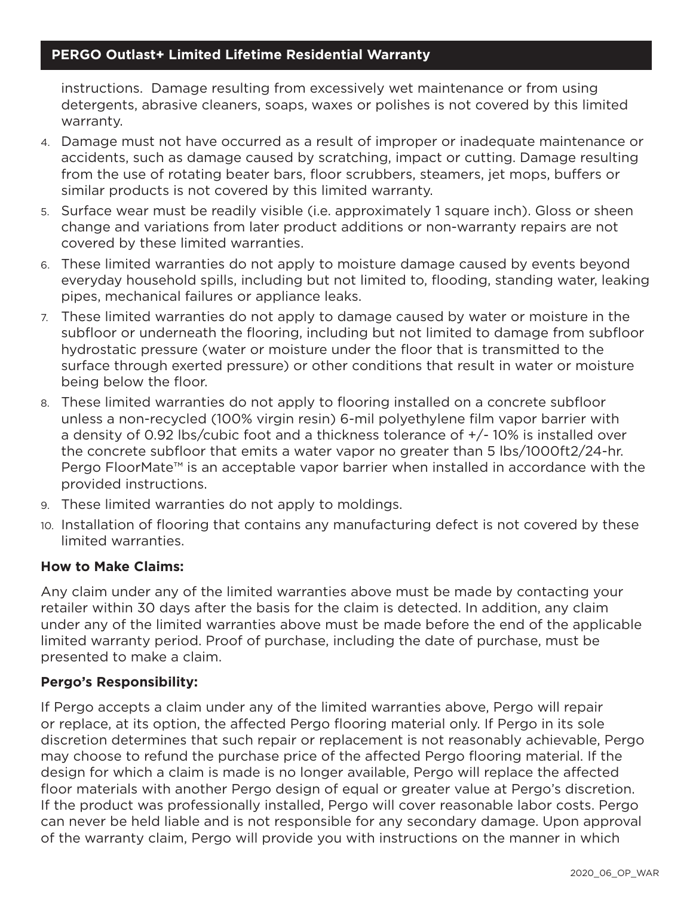instructions. Damage resulting from excessively wet maintenance or from using detergents, abrasive cleaners, soaps, waxes or polishes is not covered by this limited warranty.

4. Damage must not have occurred as a result of improper or inadequate maintenance or accidents, such as damage caused by scratching, impact or cutting. Damage resulting from the use of rotating beater bars, floor scrubbers, steamers, jet mops, buffers or similar products is not covered by this limited warranty.
5. Surface wear must be readily visible (i.e. approximately 1 square inch). Gloss or sheen change and variations from later product additions or non-warranty repairs are not covered by these limited warranties.
6. These limited warranties do not apply to moisture damage caused by events beyond everyday household spills, including but not limited to, flooding, standing water, leaking pipes, mechanical failures or appliance leaks.
7. These limited warranties do not apply to damage caused by water or moisture in the subfloor or underneath the flooring, including but not limited to damage from subfloor hydrostatic pressure (water or moisture under the floor that is transmitted to the surface through exerted pressure) or other conditions that result in water or moisture being below the floor.
8. These limited warranties do not apply to flooring installed on a concrete subfloor unless a non-recycled (100% virgin resin) 6-mil polyethylene film vapor barrier with a density of 0.92 lbs/cubic foot and a thickness tolerance of +/- 10% is installed over the concrete subfloor that emits a water vapor no greater than 5 lbs/1000ft2/24-hr. Pergo FloorMate™ is an acceptable vapor barrier when installed in accordance with the provided instructions.
9. These limited warranties do not apply to moldings.
10. Installation of flooring that contains any manufacturing defect is not covered by these limited warranties.

**How to Make Claims:**

Any claim under any of the limited warranties above must be made by contacting your retailer within 30 days after the basis for the claim is detected. In addition, any claim under any of the limited warranties above must be made before the end of the applicable limited warranty period. Proof of purchase, including the date of purchase, must be presented to make a claim.

**Pergo's Responsibility:**

If Pergo accepts a claim under any of the limited warranties above, Pergo will repair or replace, at its option, the affected Pergo flooring material only. If Pergo in its sole discretion determines that such repair or replacement is not reasonably achievable, Pergo may choose to refund the purchase price of the affected Pergo flooring material. If the design for which a claim is made is no longer available, Pergo will replace the affected floor materials with another Pergo design of equal or greater value at Pergo's discretion. If the product was professionally installed, Pergo will cover reasonable labor costs. Pergo can never be held liable and is not responsible for any secondary damage. Upon approval of the warranty claim, Pergo will provide you with instructions on the manner in which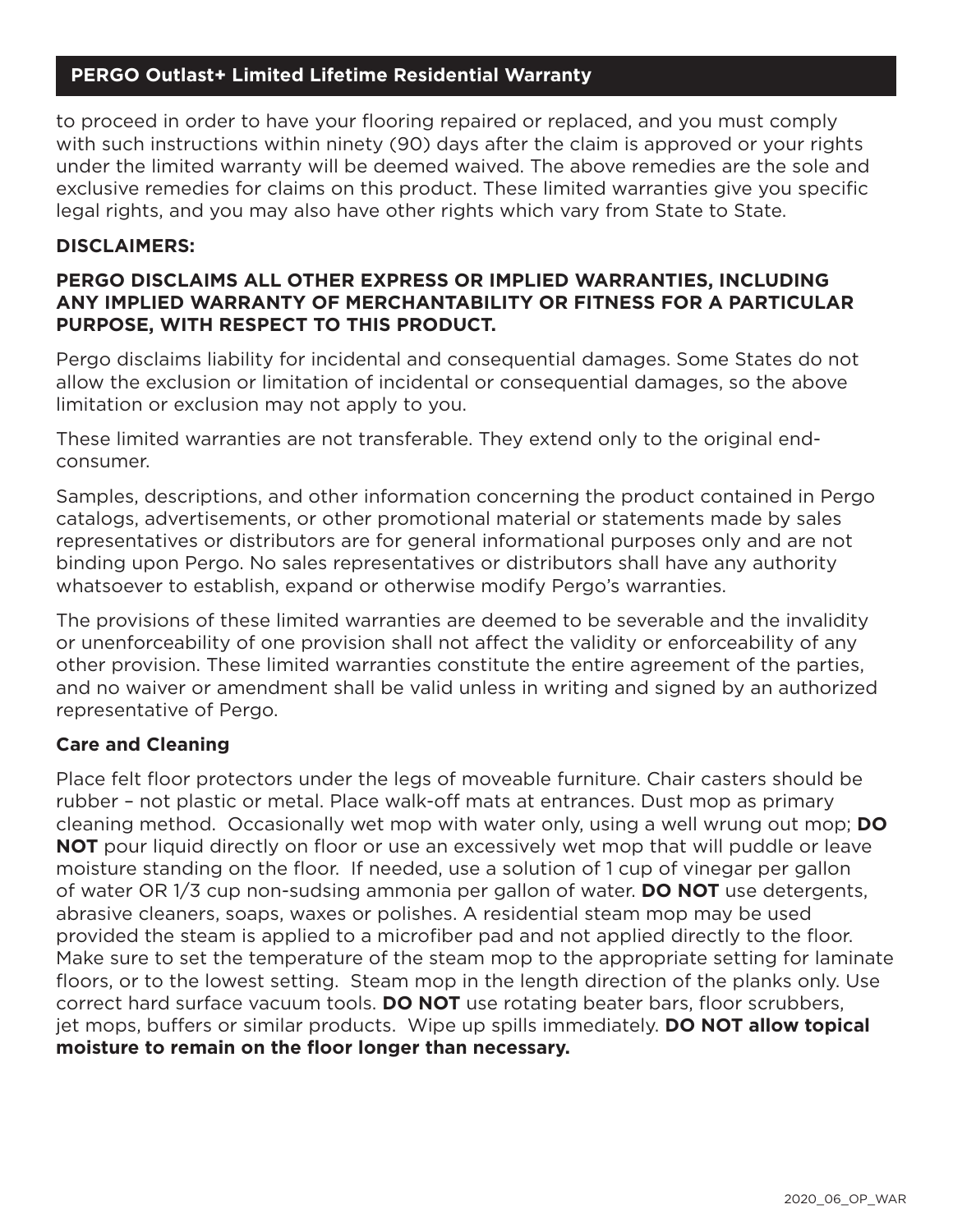to proceed in order to have your flooring repaired or replaced, and you must comply with such instructions within ninety (90) days after the claim is approved or your rights under the limited warranty will be deemed waived. The above remedies are the sole and exclusive remedies for claims on this product. These limited warranties give you specific legal rights, and you may also have other rights which vary from State to State.

**DISCLAIMERS:**

**PERGO DISCLAIMS ALL OTHER EXPRESS OR IMPLIED WARRANTIES, INCLUDING ANY IMPLIED WARRANTY OF MERCHANTABILITY OR FITNESS FOR A PARTICULAR PURPOSE, WITH RESPECT TO THIS PRODUCT.**

Pergo disclaims liability for incidental and consequential damages. Some States do not allow the exclusion or limitation of incidental or consequential damages, so the above limitation or exclusion may not apply to you.

These limited warranties are not transferable. They extend only to the original end-consumer.

Samples, descriptions, and other information concerning the product contained in Pergo catalogs, advertisements, or other promotional material or statements made by sales representatives or distributors are for general informational purposes only and are not binding upon Pergo. No sales representatives or distributors shall have any authority whatsoever to establish, expand or otherwise modify Pergo's warranties.

The provisions of these limited warranties are deemed to be severable and the invalidity or unenforceability of one provision shall not affect the validity or enforceability of any other provision. These limited warranties constitute the entire agreement of the parties, and no waiver or amendment shall be valid unless in writing and signed by an authorized representative of Pergo.

**Care and Cleaning**

Place felt floor protectors under the legs of moveable furniture. Chair casters should be rubber – not plastic or metal. Place walk-off mats at entrances. Dust mop as primary cleaning method. Occasionally wet mop with water only, using a well wrung out mop; **DO NOT** pour liquid directly on floor or use an excessively wet mop that will puddle or leave moisture standing on the floor. If needed, use a solution of 1 cup of vinegar per gallon of water OR 1/3 cup non-sudsing ammonia per gallon of water. **DO NOT** use detergents, abrasive cleaners, soaps, waxes or polishes. A residential steam mop may be used provided the steam is applied to a microfiber pad and not applied directly to the floor. Make sure to set the temperature of the steam mop to the appropriate setting for laminate floors, or to the lowest setting. Steam mop in the length direction of the planks only. Use correct hard surface vacuum tools. **DO NOT** use rotating beater bars, floor scrubbers, jet mops, buffers or similar products. Wipe up spills immediately. **DO NOT allow topical moisture to remain on the floor longer than necessary.**

2020_06_OP_WAR